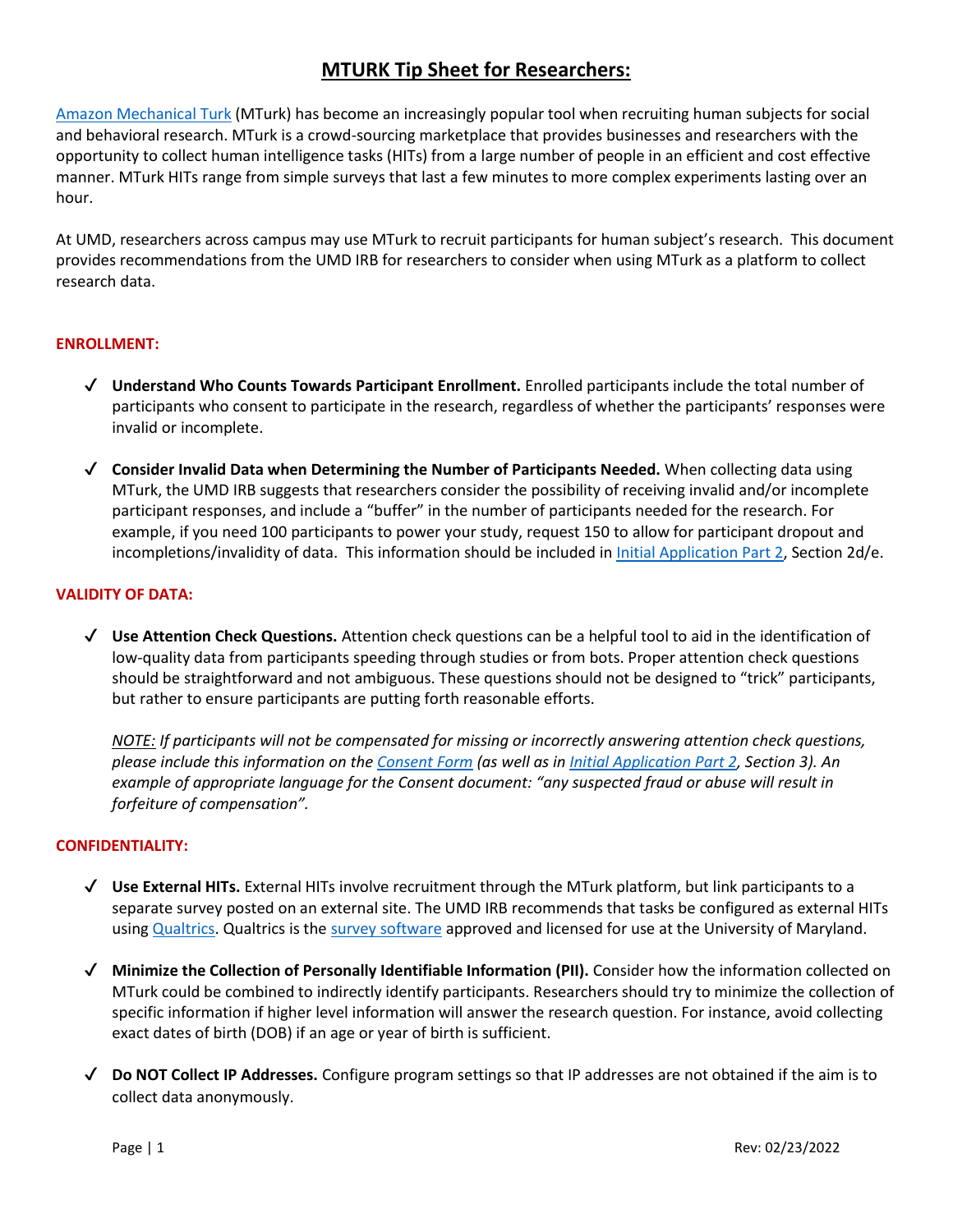# MTURK Tip Sheet for Researchers:

Amazon Mechanical Turk (MTurk) has become an increasingly popular tool when recruiting human subjects for social and behavioral research. MTurk is a crowd-sourcing marketplace that provides businesses and researchers with the opportunity to collect human intelligence tasks (HITs) from a large number of people in an efficient and cost effective manner. MTurk HITs range from simple surveys that last a few minutes to more complex experiments lasting over an hour.

At UMD, researchers across campus may use MTurk to recruit participants for human subject's research. This document provides recommendations from the UMD IRB for researchers to consider when using MTurk as a platform to collect research data.

## ENROLLMENT:

- ✓ **Understand Who Counts Towards Participant Enrollment.** Enrolled participants include the total number of participants who consent to participate in the research, regardless of whether the participants' responses were invalid or incomplete.

- ✓ **Consider Invalid Data when Determining the Number of Participants Needed.** When collecting data using MTurk, the UMD IRB suggests that researchers consider the possibility of receiving invalid and/or incomplete participant responses, and include a "buffer" in the number of participants needed for the research. For example, if you need 100 participants to power your study, request 150 to allow for participant dropout and incompletions/invalidity of data. This information should be included in Initial Application Part 2, Section 2d/e.

## VALIDITY OF DATA:

- ✓ **Use Attention Check Questions.** Attention check questions can be a helpful tool to aid in the identification of low-quality data from participants speeding through studies or from bots. Proper attention check questions should be straightforward and not ambiguous. These questions should not be designed to "trick" participants, but rather to ensure participants are putting forth reasonable efforts.

  *NOTE: If participants will not be compensated for missing or incorrectly answering attention check questions, please include this information on the Consent Form (as well as in Initial Application Part 2, Section 3). An example of appropriate language for the Consent document: "any suspected fraud or abuse will result in forfeiture of compensation".*

## CONFIDENTIALITY:

- ✓ **Use External HITs.** External HITs involve recruitment through the MTurk platform, but link participants to a separate survey posted on an external site. The UMD IRB recommends that tasks be configured as external HITs using Qualtrics. Qualtrics is the survey software approved and licensed for use at the University of Maryland.

- ✓ **Minimize the Collection of Personally Identifiable Information (PII).** Consider how the information collected on MTurk could be combined to indirectly identify participants. Researchers should try to minimize the collection of specific information if higher level information will answer the research question. For instance, avoid collecting exact dates of birth (DOB) if an age or year of birth is sufficient.

- ✓ **Do NOT Collect IP Addresses.** Configure program settings so that IP addresses are not obtained if the aim is to collect data anonymously.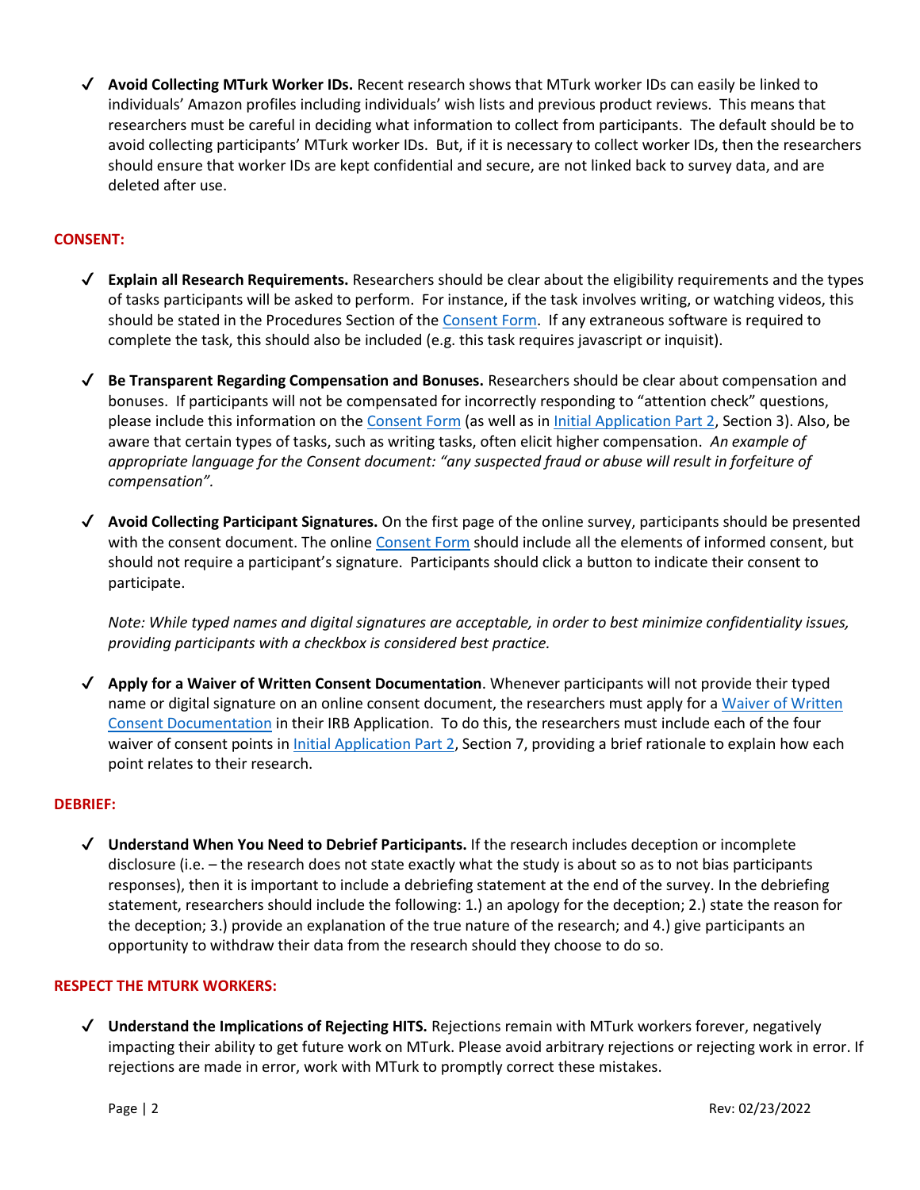- ✓ **Avoid Collecting MTurk Worker IDs.** Recent research shows that MTurk worker IDs can easily be linked to individuals' Amazon profiles including individuals' wish lists and previous product reviews. This means that researchers must be careful in deciding what information to collect from participants. The default should be to avoid collecting participants' MTurk worker IDs. But, if it is necessary to collect worker IDs, then the researchers should ensure that worker IDs are kept confidential and secure, are not linked back to survey data, and are deleted after use.

## CONSENT:

- ✓ **Explain all Research Requirements.** Researchers should be clear about the eligibility requirements and the types of tasks participants will be asked to perform. For instance, if the task involves writing, or watching videos, this should be stated in the Procedures Section of the Consent Form. If any extraneous software is required to complete the task, this should also be included (e.g. this task requires javascript or inquisit).

- ✓ **Be Transparent Regarding Compensation and Bonuses.** Researchers should be clear about compensation and bonuses. If participants will not be compensated for incorrectly responding to "attention check" questions, please include this information on the Consent Form (as well as in Initial Application Part 2, Section 3). Also, be aware that certain types of tasks, such as writing tasks, often elicit higher compensation. *An example of appropriate language for the Consent document: "any suspected fraud or abuse will result in forfeiture of compensation".*

- ✓ **Avoid Collecting Participant Signatures.** On the first page of the online survey, participants should be presented with the consent document. The online Consent Form should include all the elements of informed consent, but should not require a participant's signature. Participants should click a button to indicate their consent to participate.

  *Note: While typed names and digital signatures are acceptable, in order to best minimize confidentiality issues, providing participants with a checkbox is considered best practice.*

- ✓ **Apply for a Waiver of Written Consent Documentation**. Whenever participants will not provide their typed name or digital signature on an online consent document, the researchers must apply for a Waiver of Written Consent Documentation in their IRB Application. To do this, the researchers must include each of the four waiver of consent points in Initial Application Part 2, Section 7, providing a brief rationale to explain how each point relates to their research.

## DEBRIEF:

- ✓ **Understand When You Need to Debrief Participants.** If the research includes deception or incomplete disclosure (i.e. – the research does not state exactly what the study is about so as to not bias participants responses), then it is important to include a debriefing statement at the end of the survey. In the debriefing statement, researchers should include the following: 1.) an apology for the deception; 2.) state the reason for the deception; 3.) provide an explanation of the true nature of the research; and 4.) give participants an opportunity to withdraw their data from the research should they choose to do so.

## RESPECT THE MTURK WORKERS:

- ✓ **Understand the Implications of Rejecting HITS.** Rejections remain with MTurk workers forever, negatively impacting their ability to get future work on MTurk. Please avoid arbitrary rejections or rejecting work in error. If rejections are made in error, work with MTurk to promptly correct these mistakes.

Rev: 02/23/2022